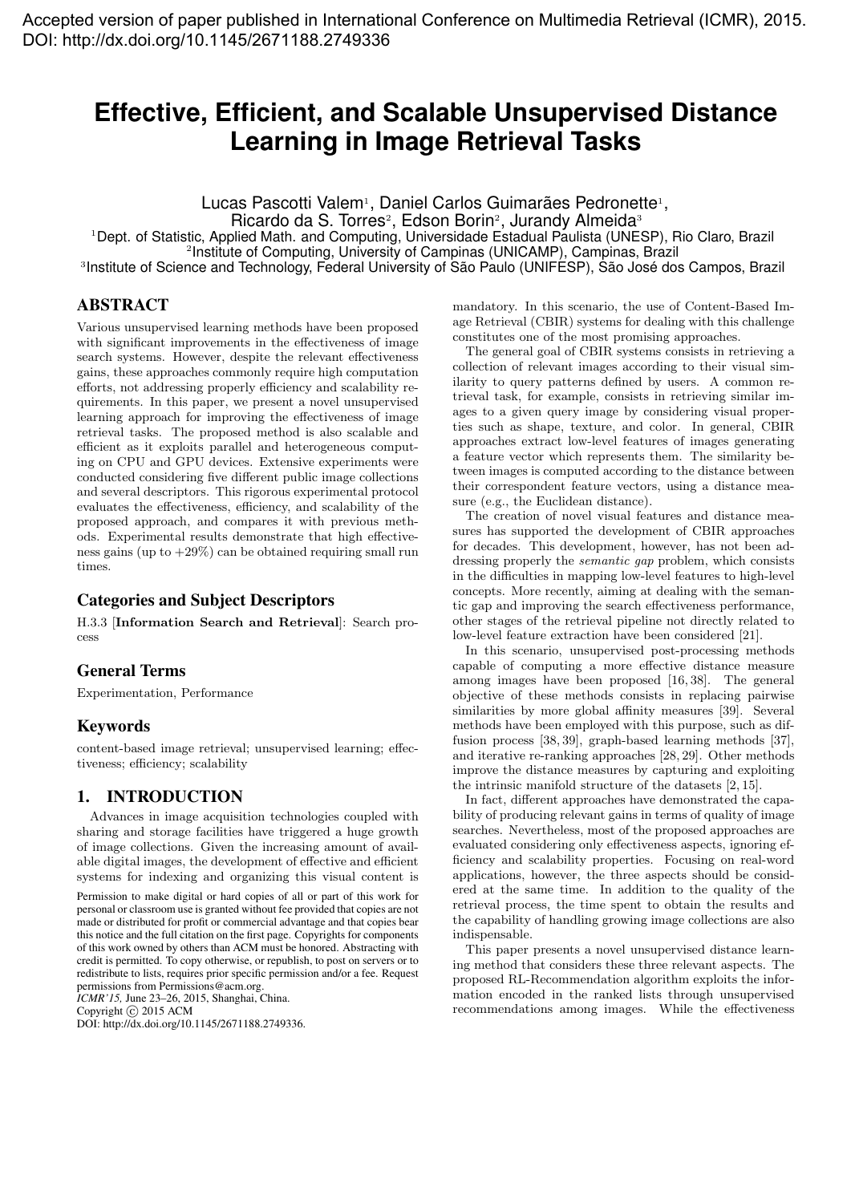Accepted version of paper published in International Conference on Multimedia Retrieval (ICMR), 2015. DOI: http://dx.doi.org/10.1145/2671188.2749336

# Effective, Efficient, and Scalable Unsupervised Distance Learning in Image Retrieval Tasks

Lucas Pascotti Valem[1], Daniel Carlos Guimarães Pedronette[1], Ricardo da S. Torres[2], Edson Borin[2], Jurandy Almeida[3]

[1]Dept. of Statistic, Applied Math. and Computing, Universidade Estadual Paulista (UNESP), Rio Claro, Brazil
[2]Institute of Computing, University of Campinas (UNICAMP), Campinas, Brazil
[3]Institute of Science and Technology, Federal University of São Paulo (UNIFESP), São José dos Campos, Brazil

## ABSTRACT

Various unsupervised learning methods have been proposed with significant improvements in the effectiveness of image search systems. However, despite the relevant effectiveness gains, these approaches commonly require high computation efforts, not addressing properly efficiency and scalability requirements. In this paper, we present a novel unsupervised learning approach for improving the effectiveness of image retrieval tasks. The proposed method is also scalable and efficient as it exploits parallel and heterogeneous computing on CPU and GPU devices. Extensive experiments were conducted considering five different public image collections and several descriptors. This rigorous experimental protocol evaluates the effectiveness, efficiency, and scalability of the proposed approach, and compares it with previous methods. Experimental results demonstrate that high effectiveness gains (up to +29%) can be obtained requiring small run times.

### Categories and Subject Descriptors

H.3.3 [**Information Search and Retrieval**]: Search process

### General Terms

Experimentation, Performance

### Keywords

content-based image retrieval; unsupervised learning; effectiveness; efficiency; scalability

## 1. INTRODUCTION

Advances in image acquisition technologies coupled with sharing and storage facilities have triggered a huge growth of image collections. Given the increasing amount of available digital images, the development of effective and efficient systems for indexing and organizing this visual content is mandatory. In this scenario, the use of Content-Based Image Retrieval (CBIR) systems for dealing with this challenge constitutes one of the most promising approaches.

The general goal of CBIR systems consists in retrieving a collection of relevant images according to their visual similarity to query patterns defined by users. A common retrieval task, for example, consists in retrieving similar images to a given query image by considering visual properties such as shape, texture, and color. In general, CBIR approaches extract low-level features of images generating a feature vector which represents them. The similarity between images is computed according to the distance between their correspondent feature vectors, using a distance measure (e.g., the Euclidean distance).

The creation of novel visual features and distance measures has supported the development of CBIR approaches for decades. This development, however, has not been addressing properly the *semantic gap* problem, which consists in the difficulties in mapping low-level features to high-level concepts. More recently, aiming at dealing with the semantic gap and improving the search effectiveness performance, other stages of the retrieval pipeline not directly related to low-level feature extraction have been considered [21].

In this scenario, unsupervised post-processing methods capable of computing a more effective distance measure among images have been proposed [16, 38]. The general objective of these methods consists in replacing pairwise similarities by more global affinity measures [39]. Several methods have been employed with this purpose, such as diffusion process [38, 39], graph-based learning methods [37], and iterative re-ranking approaches [28, 29]. Other methods improve the distance measures by capturing and exploiting the intrinsic manifold structure of the datasets [2, 15].

In fact, different approaches have demonstrated the capability of producing relevant gains in terms of quality of image searches. Nevertheless, most of the proposed approaches are evaluated considering only effectiveness aspects, ignoring efficiency and scalability properties. Focusing on real-word applications, however, the three aspects should be considered at the same time. In addition to the quality of the retrieval process, the time spent to obtain the results and the capability of handling growing image collections are also indispensable.

This paper presents a novel unsupervised distance learning method that considers these three relevant aspects. The proposed RL-Recommendation algorithm exploits the information encoded in the ranked lists through unsupervised recommendations among images. While the effectiveness

Permission to make digital or hard copies of all or part of this work for personal or classroom use is granted without fee provided that copies are not made or distributed for profit or commercial advantage and that copies bear this notice and the full citation on the first page. Copyrights for components of this work owned by others than ACM must be honored. Abstracting with credit is permitted. To copy otherwise, or republish, to post on servers or to redistribute to lists, requires prior specific permission and/or a fee. Request permissions from Permissions@acm.org.
*ICMR'15,* June 23–26, 2015, Shanghai, China.
Copyright © 2015 ACM
DOI: http://dx.doi.org/10.1145/2671188.2749336.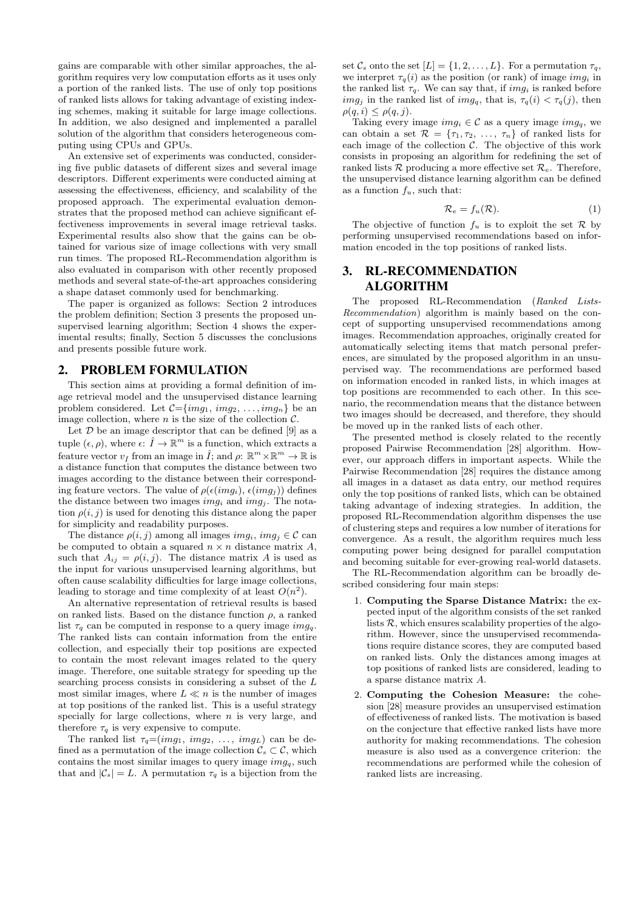gains are comparable with other similar approaches, the algorithm requires very low computation efforts as it uses only a portion of the ranked lists. The use of only top positions of ranked lists allows for taking advantage of existing indexing schemes, making it suitable for large image collections. In addition, we also designed and implemented a parallel solution of the algorithm that considers heterogeneous computing using CPUs and GPUs.

An extensive set of experiments was conducted, considering five public datasets of different sizes and several image descriptors. Different experiments were conducted aiming at assessing the effectiveness, efficiency, and scalability of the proposed approach. The experimental evaluation demonstrates that the proposed method can achieve significant effectiveness improvements in several image retrieval tasks. Experimental results also show that the gains can be obtained for various size of image collections with very small run times. The proposed RL-Recommendation algorithm is also evaluated in comparison with other recently proposed methods and several state-of-the-art approaches considering a shape dataset commonly used for benchmarking.

The paper is organized as follows: Section 2 introduces the problem definition; Section 3 presents the proposed unsupervised learning algorithm; Section 4 shows the experimental results; finally, Section 5 discusses the conclusions and presents possible future work.

## 2. PROBLEM FORMULATION

This section aims at providing a formal definition of image retrieval model and the unsupervised distance learning problem considered. Let $\mathcal{C}=\{img_1, img_2, \dots, img_n\}$ be an image collection, where $n$ is the size of the collection $\mathcal{C}$.

Let $\mathcal{D}$ be an image descriptor that can be defined [9] as a tuple $(\epsilon, \rho)$, where $\epsilon$: $\hat{I} \rightarrow \mathbb{R}^m$ is a function, which extracts a feature vector $v_{\hat{I}}$ from an image in $\hat{I}$; and $\rho$: $\mathbb{R}^m \times \mathbb{R}^m \rightarrow \mathbb{R}$ is a distance function that computes the distance between two images according to the distance between their corresponding feature vectors. The value of $\rho(\epsilon(img_i), \epsilon(img_j))$ defines the distance between two images $img_i$ and $img_j$. The notation $\rho(i,j)$ is used for denoting this distance along the paper for simplicity and readability purposes.

The distance $\rho(i,j)$ among all images $img_i$, $img_j \in \mathcal{C}$ can be computed to obtain a squared $n \times n$ distance matrix $A$, such that $A_{ij} = \rho(i,j)$. The distance matrix $A$ is used as the input for various unsupervised learning algorithms, but often cause scalability difficulties for large image collections, leading to storage and time complexity of at least $O(n^2)$.

An alternative representation of retrieval results is based on ranked lists. Based on the distance function $\rho$, a ranked list $\tau_q$ can be computed in response to a query image $img_q$. The ranked lists can contain information from the entire collection, and especially their top positions are expected to contain the most relevant images related to the query image. Therefore, one suitable strategy for speeding up the searching process consists in considering a subset of the $L$ most similar images, where $L \ll n$ is the number of images at top positions of the ranked list. This is a useful strategy specially for large collections, where $n$ is very large, and therefore $\tau_q$ is very expensive to compute.

The ranked list $\tau_q$=$(img_1, img_2, \dots, img_L)$ can be defined as a permutation of the image collection $\mathcal{C}_s \subset \mathcal{C}$, which contains the most similar images to query image $img_q$, such that and $|\mathcal{C}_s| = L$. A permutation $\tau_q$ is a bijection from the set $\mathcal{C}_s$ onto the set $[L] = \{1, 2, \dots, L\}$. For a permutation $\tau_q$, we interpret $\tau_q(i)$ as the position (or rank) of image $img_i$ in the ranked list $\tau_q$. We can say that, if $img_i$ is ranked before $img_j$ in the ranked list of $img_q$, that is, $\tau_q(i) < \tau_q(j)$, then $\rho(q,i) \leq \rho(q,j)$.

Taking every image $img_i \in \mathcal{C}$ as a query image $img_q$, we can obtain a set $\mathcal{R} = \{\tau_1, \tau_2, \dots, \tau_n\}$ of ranked lists for each image of the collection $\mathcal{C}$. The objective of this work consists in proposing an algorithm for redefining the set of ranked lists $\mathcal{R}$ producing a more effective set $\mathcal{R}_e$. Therefore, the unsupervised distance learning algorithm can be defined as a function $f_u$, such that:

$$\mathcal{R}_e = f_u(\mathcal{R}). \tag{1}$$

The objective of function $f_u$ is to exploit the set $\mathcal{R}$ by performing unsupervised recommendations based on information encoded in the top positions of ranked lists.

## 3. RL-RECOMMENDATION ALGORITHM

The proposed RL-Recommendation (*Ranked Lists-Recommendation*) algorithm is mainly based on the concept of supporting unsupervised recommendations among images. Recommendation approaches, originally created for automatically selecting items that match personal preferences, are simulated by the proposed algorithm in an unsupervised way. The recommendations are performed based on information encoded in ranked lists, in which images at top positions are recommended to each other. In this scenario, the recommendation means that the distance between two images should be decreased, and therefore, they should be moved up in the ranked lists of each other.

The presented method is closely related to the recently proposed Pairwise Recommendation [28] algorithm. However, our approach differs in important aspects. While the Pairwise Recommendation [28] requires the distance among all images in a dataset as data entry, our method requires only the top positions of ranked lists, which can be obtained taking advantage of indexing strategies. In addition, the proposed RL-Recommendation algorithm dispenses the use of clustering steps and requires a low number of iterations for convergence. As a result, the algorithm requires much less computing power being designed for parallel computation and becoming suitable for ever-growing real-world datasets.

The RL-Recommendation algorithm can be broadly described considering four main steps:

1. **Computing the Sparse Distance Matrix:** the expected input of the algorithm consists of the set ranked lists $\mathcal{R}$, which ensures scalability properties of the algorithm. However, since the unsupervised recommendations require distance scores, they are computed based on ranked lists. Only the distances among images at top positions of ranked lists are considered, leading to a sparse distance matrix $A$.
2. **Computing the Cohesion Measure:** the cohesion [28] measure provides an unsupervised estimation of effectiveness of ranked lists. The motivation is based on the conjecture that effective ranked lists have more authority for making recommendations. The cohesion measure is also used as a convergence criterion: the recommendations are performed while the cohesion of ranked lists are increasing.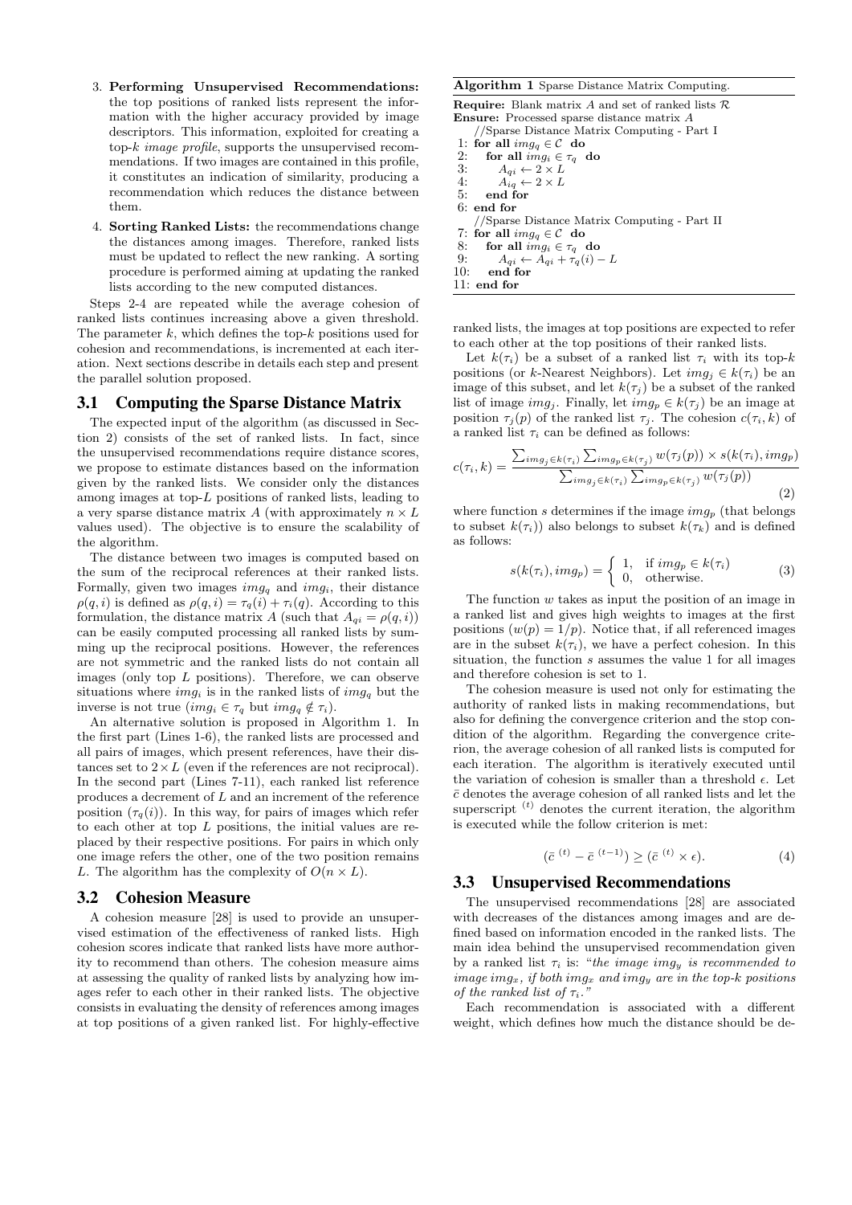3. **Performing Unsupervised Recommendations:** the top positions of ranked lists represent the information with the higher accuracy provided by image descriptors. This information, exploited for creating a top-$k$ *image profile*, supports the unsupervised recommendations. If two images are contained in this profile, it constitutes an indication of similarity, producing a recommendation which reduces the distance between them.

4. **Sorting Ranked Lists:** the recommendations change the distances among images. Therefore, ranked lists must be updated to reflect the new ranking. A sorting procedure is performed aiming at updating the ranked lists according to the new computed distances.

Steps 2-4 are repeated while the average cohesion of ranked lists continues increasing above a given threshold. The parameter $k$, which defines the top-$k$ positions used for cohesion and recommendations, is incremented at each iteration. Next sections describe in details each step and present the parallel solution proposed.

## 3.1 Computing the Sparse Distance Matrix

The expected input of the algorithm (as discussed in Section 2) consists of the set of ranked lists. In fact, since the unsupervised recommendations require distance scores, we propose to estimate distances based on the information given by the ranked lists. We consider only the distances among images at top-$L$ positions of ranked lists, leading to a very sparse distance matrix $A$ (with approximately $n \times L$ values used). The objective is to ensure the scalability of the algorithm.

The distance between two images is computed based on the sum of the reciprocal references at their ranked lists. Formally, given two images $img_q$ and $img_i$, their distance $\rho(q, i)$ is defined as $\rho(q, i) = \tau_q(i) + \tau_i(q)$. According to this formulation, the distance matrix $A$ (such that $A_{qi} = \rho(q, i)$) can be easily computed processing all ranked lists by summing up the reciprocal positions. However, the references are not symmetric and the ranked lists do not contain all images (only top $L$ positions). Therefore, we can observe situations where $img_i$ is in the ranked lists of $img_q$ but the inverse is not true ($img_i \in \tau_q$ but $img_q \notin \tau_i$).

An alternative solution is proposed in Algorithm 1. In the first part (Lines 1-6), the ranked lists are processed and all pairs of images, which present references, have their distances set to $2 \times L$ (even if the references are not reciprocal). In the second part (Lines 7-11), each ranked list reference produces a decrement of $L$ and an increment of the reference position ($\tau_q(i)$). In this way, for pairs of images which refer to each other at top $L$ positions, the initial values are replaced by their respective positions. For pairs in which only one image refers the other, one of the two position remains $L$. The algorithm has the complexity of $O(n \times L)$.

**Algorithm 1** Sparse Distance Matrix Computing.

**Require:** Blank matrix $A$ and set of ranked lists $\mathcal{R}$
**Ensure:** Processed sparse distance matrix $A$

```
    //Sparse Distance Matrix Computing - Part I
 1: for all img_q ∈ C do
 2:   for all img_i ∈ τ_q do
 3:     A_qi ← 2 × L
 4:     A_iq ← 2 × L
 5:   end for
 6: end for
    //Sparse Distance Matrix Computing - Part II
 7: for all img_q ∈ C do
 8:   for all img_i ∈ τ_q do
 9:     A_qi ← A_qi + τ_q(i) − L
10:   end for
11: end for
```

## 3.2 Cohesion Measure

A cohesion measure [28] is used to provide an unsupervised estimation of the effectiveness of ranked lists. High cohesion scores indicate that ranked lists have more authority to recommend than others. The cohesion measure aims at assessing the quality of ranked lists by analyzing how images refer to each other in their ranked lists. The objective consists in evaluating the density of references among images at top positions of a given ranked list. For highly-effective ranked lists, the images at top positions are expected to refer to each other at the top positions of their ranked lists.

Let $k(\tau_i)$ be a subset of a ranked list $\tau_i$ with its top-$k$ positions (or $k$-Nearest Neighbors). Let $img_j \in k(\tau_i)$ be an image of this subset, and let $k(\tau_j)$ be a subset of the ranked list of image $img_j$. Finally, let $img_p \in k(\tau_j)$ be an image at position $\tau_j(p)$ of the ranked list $\tau_j$. The cohesion $c(\tau_i, k)$ of a ranked list $\tau_i$ can be defined as follows:

$$c(\tau_i, k) = \frac{\sum_{img_j \in k(\tau_i)} \sum_{img_p \in k(\tau_j)} w(\tau_j(p)) \times s(k(\tau_i), img_p)}{\sum_{img_j \in k(\tau_i)} \sum_{img_p \in k(\tau_j)} w(\tau_j(p))} \tag{2}$$

where function $s$ determines if the image $img_p$ (that belongs to subset $k(\tau_i)$) also belongs to subset $k(\tau_k)$ and is defined as follows:

$$s(k(\tau_i), img_p) = \begin{cases} 1, & \text{if } img_p \in k(\tau_i) \\ 0, & \text{otherwise.} \end{cases} \tag{3}$$

The function $w$ takes as input the position of an image in a ranked list and gives high weights to images at the first positions ($w(p) = 1/p$). Notice that, if all referenced images are in the subset $k(\tau_i)$, we have a perfect cohesion. In this situation, the function $s$ assumes the value 1 for all images and therefore cohesion is set to 1.

The cohesion measure is used not only for estimating the authority of ranked lists in making recommendations, but also for defining the convergence criterion and the stop condition of the algorithm. Regarding the convergence criterion, the average cohesion of all ranked lists is computed for each iteration. The algorithm is iteratively executed until the variation of cohesion is smaller than a threshold $\epsilon$. Let $\bar{c}$ denotes the average cohesion of all ranked lists and let the superscript $^{(t)}$ denotes the current iteration, the algorithm is executed while the follow criterion is met:

$$(\bar{c}^{\,(t)} - \bar{c}^{\,(t-1)}) \geq (\bar{c}^{\,(t)} \times \epsilon). \tag{4}$$

## 3.3 Unsupervised Recommendations

The unsupervised recommendations [28] are associated with decreases of the distances among images and are defined based on information encoded in the ranked lists. The main idea behind the unsupervised recommendation given by a ranked list $\tau_i$ is: "*the image $img_y$ is recommended to image $img_x$, if both $img_x$ and $img_y$ are in the top-$k$ positions of the ranked list of $\tau_i$.*"

Each recommendation is associated with a different weight, which defines how much the distance should be de-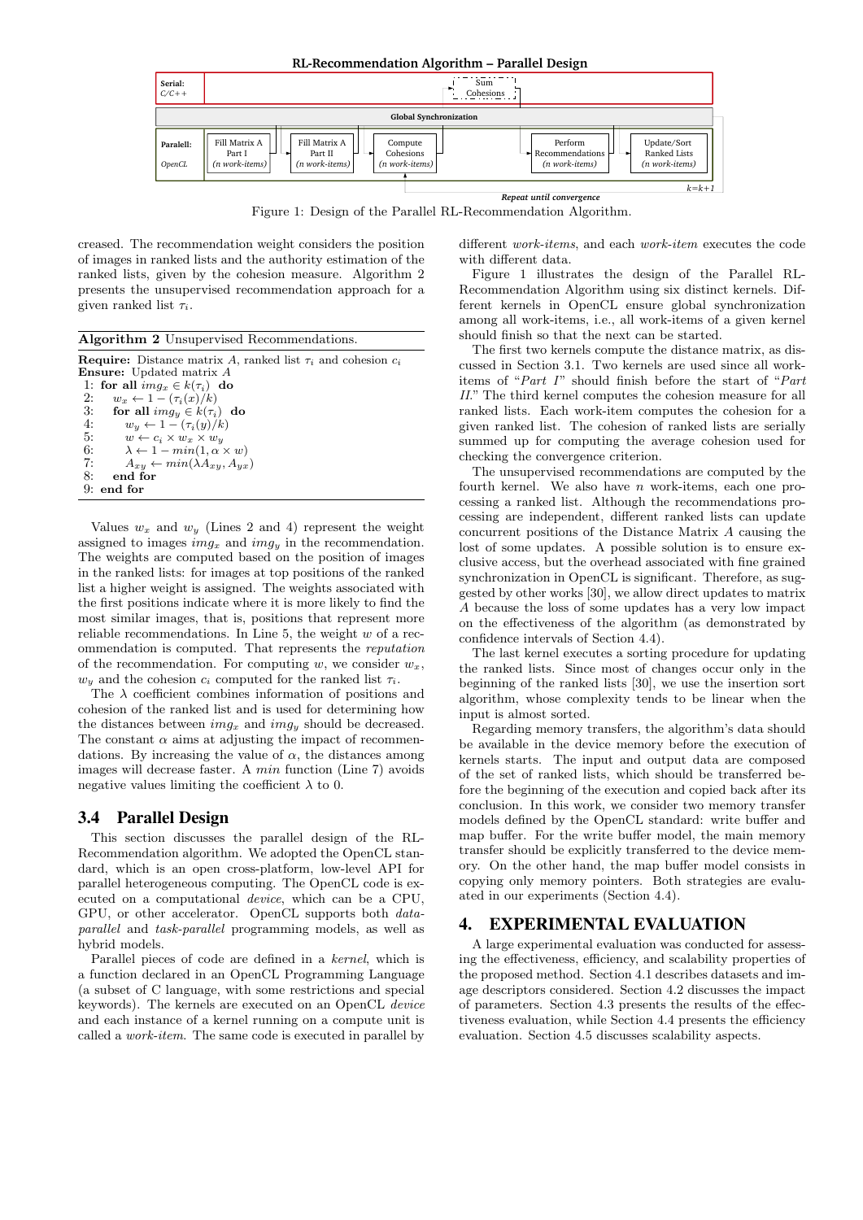RL-Recommendation Algorithm – Parallel Design

Serial: C/C++

Sum Cohesions

Global Synchronization

Paralell: OpenCL

Fill Matrix A Part I (n work-items)

Fill Matrix A Part II (n work-items)

Compute Cohesions (n work-items)

Perform Recommendations (n work-items)

Update/Sort Ranked Lists (n work-items)

k=k+1

Repeat until convergence

Figure 1: Design of the Parallel RL-Recommendation Algorithm.

creased. The recommendation weight considers the position of images in ranked lists and the authority estimation of the ranked lists, given by the cohesion measure. Algorithm 2 presents the unsupervised recommendation approach for a given ranked list $\tau_i$.

**Algorithm 2** Unsupervised Recommendations.

**Require:** Distance matrix $A$, ranked list $\tau_i$ and cohesion $c_i$
**Ensure:** Updated matrix $A$

```
1: for all img_x ∈ k(τ_i) do
2:     w_x ← 1 − (τ_i(x)/k)
3:     for all img_y ∈ k(τ_i) do
4:         w_y ← 1 − (τ_i(y)/k)
5:         w ← c_i × w_x × w_y
6:         λ ← 1 − min(1, α × w)
7:         A_xy ← min(λA_xy, A_yx)
8:     end for
9: end for
```

Values $w_x$ and $w_y$ (Lines 2 and 4) represent the weight assigned to images $img_x$ and $img_y$ in the recommendation. The weights are computed based on the position of images in the ranked lists: for images at top positions of the ranked list a higher weight is assigned. The weights associated with the first positions indicate where it is more likely to find the most similar images, that is, positions that represent more reliable recommendations. In Line 5, the weight $w$ of a recommendation is computed. That represents the *reputation* of the recommendation. For computing $w$, we consider $w_x$, $w_y$ and the cohesion $c_i$ computed for the ranked list $\tau_i$.

The $\lambda$ coefficient combines information of positions and cohesion of the ranked list and is used for determining how the distances between $img_x$ and $img_y$ should be decreased. The constant $\alpha$ aims at adjusting the impact of recommendations. By increasing the value of $\alpha$, the distances among images will decrease faster. A $min$ function (Line 7) avoids negative values limiting the coefficient $\lambda$ to 0.

## 3.4 Parallel Design

This section discusses the parallel design of the RL-Recommendation algorithm. We adopted the OpenCL standard, which is an open cross-platform, low-level API for parallel heterogeneous computing. The OpenCL code is executed on a computational *device*, which can be a CPU, GPU, or other accelerator. OpenCL supports both *data-parallel* and *task-parallel* programming models, as well as hybrid models.

Parallel pieces of code are defined in a *kernel*, which is a function declared in an OpenCL Programming Language (a subset of C language, with some restrictions and special keywords). The kernels are executed on an OpenCL *device* and each instance of a kernel running on a compute unit is called a *work-item*. The same code is executed in parallel by different *work-items*, and each *work-item* executes the code with different data.

Figure 1 illustrates the design of the Parallel RL-Recommendation Algorithm using six distinct kernels. Different kernels in OpenCL ensure global synchronization among all work-items, i.e., all work-items of a given kernel should finish so that the next can be started.

The first two kernels compute the distance matrix, as discussed in Section 3.1. Two kernels are used since all work-items of "*Part I*" should finish before the start of "*Part II*." The third kernel computes the cohesion measure for all ranked lists. Each work-item computes the cohesion for a given ranked list. The cohesion of ranked lists are serially summed up for computing the average cohesion used for checking the convergence criterion.

The unsupervised recommendations are computed by the fourth kernel. We also have $n$ work-items, each one processing a ranked list. Although the recommendations processing are independent, different ranked lists can update concurrent positions of the Distance Matrix $A$ causing the lost of some updates. A possible solution is to ensure exclusive access, but the overhead associated with fine grained synchronization in OpenCL is significant. Therefore, as suggested by other works [30], we allow direct updates to matrix $A$ because the loss of some updates has a very low impact on the effectiveness of the algorithm (as demonstrated by confidence intervals of Section 4.4).

The last kernel executes a sorting procedure for updating the ranked lists. Since most of changes occur only in the beginning of the ranked lists [30], we use the insertion sort algorithm, whose complexity tends to be linear when the input is almost sorted.

Regarding memory transfers, the algorithm's data should be available in the device memory before the execution of kernels starts. The input and output data are composed of the set of ranked lists, which should be transferred before the beginning of the execution and copied back after its conclusion. In this work, we consider two memory transfer models defined by the OpenCL standard: write buffer and map buffer. For the write buffer model, the main memory transfer should be explicitly transferred to the device memory. On the other hand, the map buffer model consists in copying only memory pointers. Both strategies are evaluated in our experiments (Section 4.4).

# 4. EXPERIMENTAL EVALUATION

A large experimental evaluation was conducted for assessing the effectiveness, efficiency, and scalability properties of the proposed method. Section 4.1 describes datasets and image descriptors considered. Section 4.2 discusses the impact of parameters. Section 4.3 presents the results of the effectiveness evaluation, while Section 4.4 presents the efficiency evaluation. Section 4.5 discusses scalability aspects.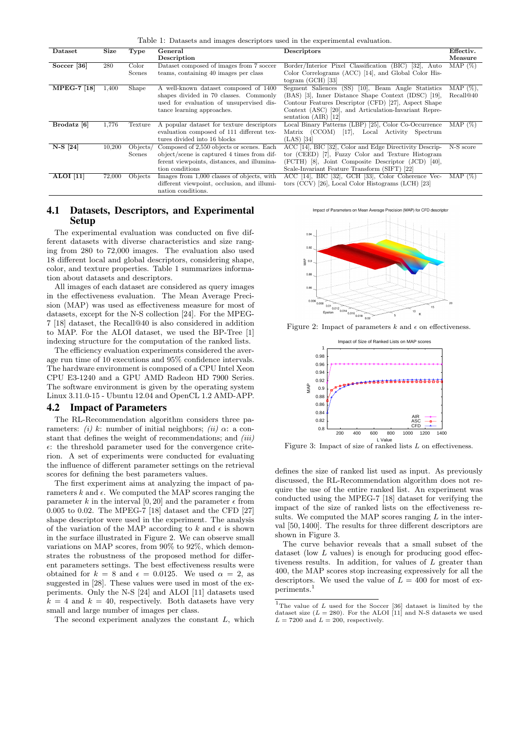Table 1: Datasets and images descriptors used in the experimental evaluation.

| Dataset | Size | Type | General Description | Descriptors | Effectiv. Measure |
|---|---|---|---|---|---|
| **Soccer [36]** | 280 | Color Scenes | Dataset composed of images from 7 soccer teams, containing 40 images per class | Border/Interior Pixel Classification (BIC) [32], Auto Color Correlograms (ACC) [14], and Global Color Histogram (GCH) [33] | MAP (%) |
| **MPEG-7 [18]** | 1,400 | Shape | A well-known dataset composed of 1400 shapes divided in 70 classes. Commonly used for evaluation of unsupervised distance learning approaches. | Segment Saliences (SS) [10], Beam Angle Statistics (BAS) [3], Inner Distance Shape Context (IDSC) [19], Contour Features Descriptor (CFD) [27], Aspect Shape Context (ASC) [20], and Articulation-Invariant Representation (AIR) [12] | MAP (%), Recall@40 |
| **Brodatz [6]** | 1,776 | Texture | A popular dataset for texture descriptors evaluation composed of 111 different textures divided into 16 blocks | Local Binary Patterns (LBP) [25], Color Co-Occurrence Matrix (CCOM) [17], Local Activity Spectrum (LAS) [34] | MAP (%) |
| **N-S [24]** | 10,200 | Objects/ Scenes | Composed of 2,550 objects or scenes. Each object/scene is captured 4 times from different viewpoints, distances, and illumination conditions | ACC [14], BIC [32], Color and Edge Directivity Descriptor (CEED) [7], Fuzzy Color and Texture Histogram (FCTH) [8], Joint Composite Descriptor (JCD) [40], Scale-Invariant Feature Transform (SIFT) [22] | N-S score |
| **ALOI [11]** | 72,000 | Objects | Images from 1,000 classes of objects, with different viewpoint, occlusion, and illumination conditions. | ACC [14], BIC [32], GCH [33], Color Coherence Vectors (CCV) [26], Local Color Histograms (LCH) [23] | MAP (%) |

## 4.1 Datasets, Descriptors, and Experimental Setup

The experimental evaluation was conducted on five different datasets with diverse characteristics and size ranging from 280 to 72,000 images. The evaluation also used 18 different local and global descriptors, considering shape, color, and texture properties. Table 1 summarizes information about datasets and descriptors.

All images of each dataset are considered as query images in the effectiveness evaluation. The Mean Average Precision (MAP) was used as effectiveness measure for most of datasets, except for the N-S collection [24]. For the MPEG-7 [18] dataset, the Recall@40 is also considered in addition to MAP. For the ALOI dataset, we used the BP-Tree [1] indexing structure for the computation of the ranked lists.

The efficiency evaluation experiments considered the average run time of 10 executions and 95% confidence intervals. The hardware environment is composed of a CPU Intel Xeon CPU E3-1240 and a GPU AMD Radeon HD 7900 Series. The software environment is given by the operating system Linux 3.11.0-15 - Ubuntu 12.04 and OpenCL 1.2 AMD-APP.

## 4.2 Impact of Parameters

The RL-Recommendation algorithm considers three parameters: *(i)* $k$: number of initial neighbors; *(ii)* $\alpha$: a constant that defines the weight of recommendations; and *(iii)* $\epsilon$: the threshold parameter used for the convergence criterion. A set of experiments were conducted for evaluating the influence of different parameter settings on the retrieval scores for defining the best parameters values.

The first experiment aims at analyzing the impact of parameters $k$ and $\epsilon$. We computed the MAP scores ranging the parameter $k$ in the interval $[0, 20]$ and the parameter $\epsilon$ from 0.005 to 0.02. The MPEG-7 [18] dataset and the CFD [27] shape descriptor were used in the experiment. The analysis of the variation of the MAP according to $k$ and $\epsilon$ is shown in the surface illustrated in Figure 2. We can observe small variations on MAP scores, from 90% to 92%, which demonstrates the robustness of the proposed method for different parameters settings. The best effectiveness results were obtained for $k = 8$ and $\epsilon = 0.0125$. We used $\alpha = 2$, as suggested in [28]. These values were used in most of the experiments. Only the N-S [24] and ALOI [11] datasets used $k = 4$ and $k = 40$, respectively. Both datasets have very small and large number of images per class.

The second experiment analyzes the constant $L$, which defines the size of ranked list used as input. As previously discussed, the RL-Recommendation algorithm does not require the use of the entire ranked list. An experiment was conducted using the MPEG-7 [18] dataset for verifying the impact of the size of ranked lists on the effectiveness results. We computed the MAP scores ranging $L$ in the interval $[50, 1400]$. The results for three different descriptors are shown in Figure 3.

Figure 2: Impact of parameters $k$ and $\epsilon$ on effectiveness.

Figure 3: Impact of size of ranked lists $L$ on effectiveness.

The curve behavior reveals that a small subset of the dataset (low $L$ values) is enough for producing good effectiveness results. In addition, for values of $L$ greater than 400, the MAP scores stop increasing expressively for all the descriptors. We used the value of $L = 400$ for most of experiments.[1]

[1] The value of $L$ used for the Soccer [36] dataset is limited by the dataset size ($L = 280$). For the ALOI [11] and N-S datasets we used $L = 7200$ and $L = 200$, respectively.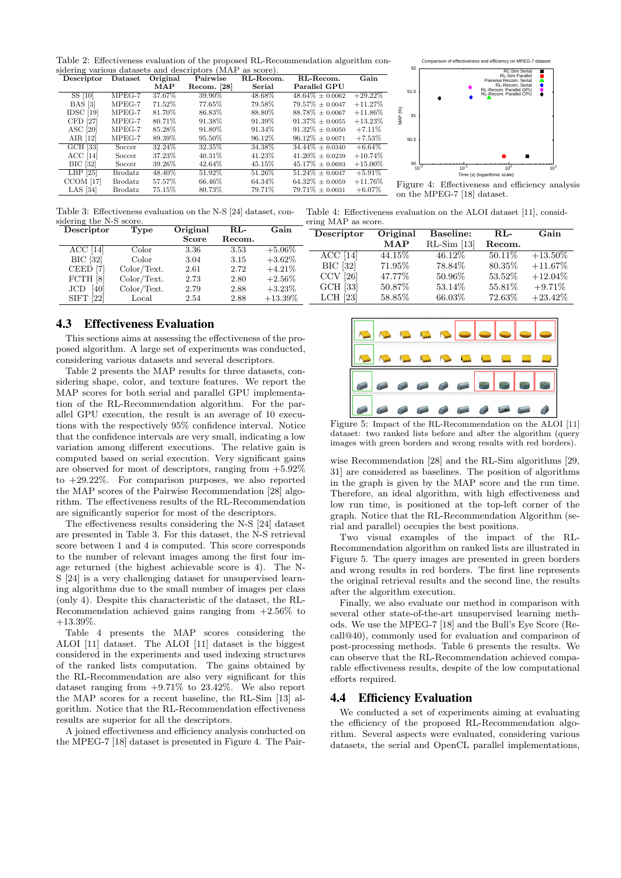Table 2: Effectiveness evaluation of the proposed RL-Recommendation algorithm considering various datasets and descriptors (MAP as score).

| Descriptor | Dataset | Original MAP | Pairwise Recom. [28] | RL-Recom. Serial | RL-Recom. Parallel GPU | Gain |
|---|---|---|---|---|---|---|
| SS [10] | MPEG-7 | 37.67% | 39.90% | 48.68% | 48.64% ± 0.0062 | +29.22% |
| BAS [3] | MPEG-7 | 71.52% | 77.65% | 79.58% | 79.57% ± 0.0047 | +11.27% |
| IDSC [19] | MPEG-7 | 81.70% | 86.83% | 88.80% | 88.78% ± 0.0067 | +11.86% |
| CFD [27] | MPEG-7 | 80.71% | 91.38% | 91.39% | 91.37% ± 0.0055 | +13.23% |
| ASC [20] | MPEG-7 | 85.28% | 91.80% | 91.34% | 91.32% ± 0.0050 | +7.11% |
| AIR [12] | MPEG-7 | 89.39% | 95.50% | 96.12% | 96.12% ± 0.0071 | +7.53% |
| GCH [33] | Soccer | 32.24% | 32.35% | 34.38% | 34.44% ± 0.0340 | +6.64% |
| ACC [14] | Soccer | 37.23% | 40.31% | 41.23% | 41.20% ± 0.0239 | +10.74% |
| BIC [32] | Soccer | 39.26% | 42.64% | 45.15% | 45.17% ± 0.0693 | +15.00% |
| LBP [25] | Brodatz | 48.40% | 51.92% | 51.26% | 51.24% ± 0.0047 | +5.91% |
| CCOM [17] | Brodatz | 57.57% | 66.46% | 64.34% | 64.32% ± 0.0059 | +11.76% |
| LAS [34] | Brodatz | 75.15% | 80.73% | 79.71% | 79.71% ± 0.0031 | +6.07% |

Figure 4: Effectiveness and efficiency analysis on the MPEG-7 [18] dataset.

Table 3: Effectiveness evaluation on the N-S [24] dataset, considering the N-S score.

| Descriptor | Type | Original Score | RL-Recom. | Gain |
|---|---|---|---|---|
| ACC [14] | Color | 3.36 | 3.53 | +5.06% |
| BIC [32] | Color | 3.04 | 3.15 | +3.62% |
| CEED [7] | Color/Text. | 2.61 | 2.72 | +4.21% |
| FCTH [8] | Color/Text. | 2.73 | 2.80 | +2.56% |
| JCD [40] | Color/Text. | 2.79 | 2.88 | +3.23% |
| SIFT [22] | Local | 2.54 | 2.88 | +13.39% |

Table 4: Effectiveness evaluation on the ALOI dataset [11], considering MAP as score.

| Descriptor | Original MAP | Baseline: RL-Sim [13] | RL-Recom. | Gain |
|---|---|---|---|---|
| ACC [14] | 44.15% | 46.12% | 50.11% | +13.50% |
| BIC [32] | 71.95% | 78.84% | 80.35% | +11.67% |
| CCV [26] | 47.77% | 50.96% | 53.52% | +12.04% |
| GCH [33] | 50.87% | 53.14% | 55.81% | +9.71% |
| LCH [23] | 58.85% | 66.03% | 72.63% | +23.42% |

## 4.3 Effectiveness Evaluation

This sections aims at assessing the effectiveness of the proposed algorithm. A large set of experiments was conducted, considering various datasets and several descriptors.

Table 2 presents the MAP results for three datasets, considering shape, color, and texture features. We report the MAP scores for both serial and parallel GPU implementation of the RL-Recommendation algorithm. For the parallel GPU execution, the result is an average of 10 executions with the respectively 95% confidence interval. Notice that the confidence intervals are very small, indicating a low variation among different executions. The relative gain is computed based on serial execution. Very significant gains are observed for most of descriptors, ranging from +5.92% to +29.22%. For comparison purposes, we also reported the MAP scores of the Pairwise Recommendation [28] algorithm. The effectiveness results of the RL-Recommendation are significantly superior for most of the descriptors.

The effectiveness results considering the N-S [24] dataset are presented in Table 3. For this dataset, the N-S retrieval score between 1 and 4 is computed. This score corresponds to the number of relevant images among the first four image returned (the highest achievable score is 4). The N-S [24] is a very challenging dataset for unsupervised learning algorithms due to the small number of images per class (only 4). Despite this characteristic of the dataset, the RL-Recommendation achieved gains ranging from +2.56% to +13.39%.

Table 4 presents the MAP scores considering the ALOI [11] dataset. The ALOI [11] dataset is the biggest considered in the experiments and used indexing structures of the ranked lists computation. The gains obtained by the RL-Recommendation are also very significant for this dataset ranging from +9.71% to 23.42%. We also report the MAP scores for a recent baseline, the RL-Sim [13] algorithm. Notice that the RL-Recommendation effectiveness results are superior for all the descriptors.

A joined effectiveness and efficiency analysis conducted on the MPEG-7 [18] dataset is presented in Figure 4. The Pairwise Recommendation [28] and the RL-Sim algorithms [29, 31] are considered as baselines. The position of algorithms in the graph is given by the MAP score and the run time. Therefore, an ideal algorithm, with high effectiveness and low run time, is positioned at the top-left corner of the graph. Notice that the RL-Recommendation Algorithm (serial and parallel) occupies the best positions.

Figure 5: Impact of the RL-Recommendation on the ALOI [11] dataset: two ranked lists before and after the algorithm (query images with green borders and wrong results with red borders).

Two visual examples of the impact of the RL-Recommendation algorithm on ranked lists are illustrated in Figure 5. The query images are presented in green borders and wrong results in red borders. The first line represents the original retrieval results and the second line, the results after the algorithm execution.

Finally, we also evaluate our method in comparison with several other state-of-the-art unsupervised learning methods. We use the MPEG-7 [18] and the Bull's Eye Score (Recall@40), commonly used for evaluation and comparison of post-processing methods. Table 6 presents the results. We can observe that the RL-Recommendation achieved comparable effectiveness results, despite of the low computational efforts required.

## 4.4 Efficiency Evaluation

We conducted a set of experiments aiming at evaluating the efficiency of the proposed RL-Recommendation algorithm. Several aspects were evaluated, considering various datasets, the serial and OpenCL parallel implementations,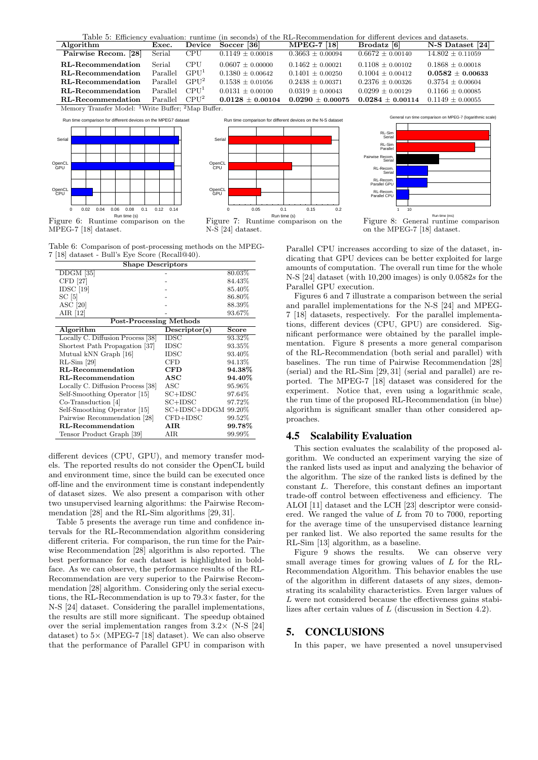Table 5: Efficiency evaluation: runtime (in seconds) of the RL-Recommendation for different devices and datasets.

| Algorithm | Exec. | Device | Soccer [36] | MPEG-7 [18] | Brodatz [6] | N-S Dataset [24] |
|---|---|---|---|---|---|---|
| Pairwise Recom. [28] | Serial | CPU | $0.1149 \pm 0.00018$ | $0.3663 \pm 0.00094$ | $0.6672 \pm 0.00140$ | $14.802 \pm 0.11059$ |
| RL-Recommendation | Serial | CPU | $0.0607 \pm 0.00000$ | $0.1462 \pm 0.00021$ | $0.1108 \pm 0.00102$ | $0.1868 \pm 0.00018$ |
| RL-Recommendation | Parallel | GPU[1] | $0.1380 \pm 0.00642$ | $0.1401 \pm 0.00250$ | $0.1004 \pm 0.00412$ | **$0.0582 \pm 0.00633$** |
| RL-Recommendation | Parallel | GPU[2] | $0.1538 \pm 0.01056$ | $0.2438 \pm 0.00371$ | $0.2376 \pm 0.00326$ | $0.3754 \pm 0.00604$ |
| RL-Recommendation | Parallel | CPU[1] | $0.0131 \pm 0.00100$ | $0.0319 \pm 0.00043$ | $0.0299 \pm 0.00129$ | $0.1166 \pm 0.00085$ |
| RL-Recommendation | Parallel | CPU[2] | **$0.0128 \pm 0.00104$** | **$0.0290 \pm 0.00075$** | **$0.0284 \pm 0.00114$** | $0.1149 \pm 0.00055$ |

Memory Transfer Model: [1]Write Buffer; [2]Map Buffer.

Figure 6: Runtime comparison on the MPEG-7 [18] dataset.

Figure 7: Runtime comparison on the N-S [24] dataset.

Figure 8: General runtime comparison on the MPEG-7 [18] dataset.

Table 6: Comparison of post-processing methods on the MPEG-7 [18] dataset - Bull's Eye Score (Recall@40).

| Shape Descriptors | | |
|---|---|---|
| DDGM [35] | - | 80.03% |
| CFD [27] | - | 84.43% |
| IDSC [19] | - | 85.40% |
| SC [5] | - | 86.80% |
| ASC [20] | - | 88.39% |
| AIR [12] | - | 93.67% |
| **Post-Processing Methods** | | |
| **Algorithm** | **Descriptor(s)** | **Score** |
| Locally C. Diffusion Process [38] | IDSC | 93.32% |
| Shortest Path Propagation [37] | IDSC | 93.35% |
| Mutual kNN Graph [16] | IDSC | 93.40% |
| RL-Sim [29] | CFD | 94.13% |
| **RL-Recommendation** | **CFD** | **94.38%** |
| **RL-Recommendation** | **ASC** | **94.40%** |
| Locally C. Diffusion Process [38] | ASC | 95.96% |
| Self-Smoothing Operator [15] | SC+IDSC | 97.64% |
| Co-Transduction [4] | SC+IDSC | 97.72% |
| Self-Smoothing Operator [15] | SC+IDSC+DDGM | 99.20% |
| Pairwise Recommendation [28] | CFD+IDSC | 99.52% |
| **RL-Recommendation** | **AIR** | **99.78%** |
| Tensor Product Graph [39] | AIR | 99.99% |

different devices (CPU, GPU), and memory transfer models. The reported results do not consider the OpenCL build and environment time, since the build can be executed once off-line and the environment time is constant independently of dataset sizes. We also present a comparison with other two unsupervised learning algorithms: the Pairwise Recommendation [28] and the RL-Sim algorithms [29, 31].

Table 5 presents the average run time and confidence intervals for the RL-Recommendation algorithm considering different criteria. For comparison, the run time for the Pairwise Recommendation [28] algorithm is also reported. The best performance for each dataset is highlighted in boldface. As we can observe, the performance results of the RL-Recommendation are very superior to the Pairwise Recommendation [28] algorithm. Considering only the serial executions, the RL-Recommendation is up to 79.3× faster, for the N-S [24] dataset. Considering the parallel implementations, the results are still more significant. The speedup obtained over the serial implementation ranges from 3.2× (N-S [24] dataset) to 5× (MPEG-7 [18] dataset). We can also observe that the performance of Parallel GPU in comparison with Parallel CPU increases according to size of the dataset, indicating that GPU devices can be better exploited for large amounts of computation. The overall run time for the whole N-S [24] dataset (with 10,200 images) is only 0.0582$s$ for the Parallel GPU execution.

Figures 6 and 7 illustrate a comparison between the serial and parallel implementations for the N-S [24] and MPEG-7 [18] datasets, respectively. For the parallel implementations, different devices (CPU, GPU) are considered. Significant performance were obtained by the parallel implementation. Figure 8 presents a more general comparison of the RL-Recommendation (both serial and parallel) with baselines. The run time of Pairwise Recommendation [28] (serial) and the RL-Sim [29, 31] (serial and parallel) are reported. The MPEG-7 [18] dataset was considered for the experiment. Notice that, even using a logarithmic scale, the run time of the proposed RL-Recommendation (in blue) algorithm is significant smaller than other considered approaches.

## 4.5 Scalability Evaluation

This section evaluates the scalability of the proposed algorithm. We conducted an experiment varying the size of the ranked lists used as input and analyzing the behavior of the algorithm. The size of the ranked lists is defined by the constant $L$. Therefore, this constant defines an important trade-off control between effectiveness and efficiency. The ALOI [11] dataset and the LCH [23] descriptor were considered. We ranged the value of $L$ from 70 to 7000, reporting for the average time of the unsupervised distance learning per ranked list. We also reported the same results for the RL-Sim [13] algorithm, as a baseline.

Figure 9 shows the results. We can observe very small average times for growing values of $L$ for the RL-Recommendation Algorithm. This behavior enables the use of the algorithm in different datasets of any sizes, demonstrating its scalability characteristics. Even larger values of $L$ were not considered because the effectiveness gains stabilizes after certain values of $L$ (discussion in Section 4.2).

# 5. CONCLUSIONS

In this paper, we have presented a novel unsupervised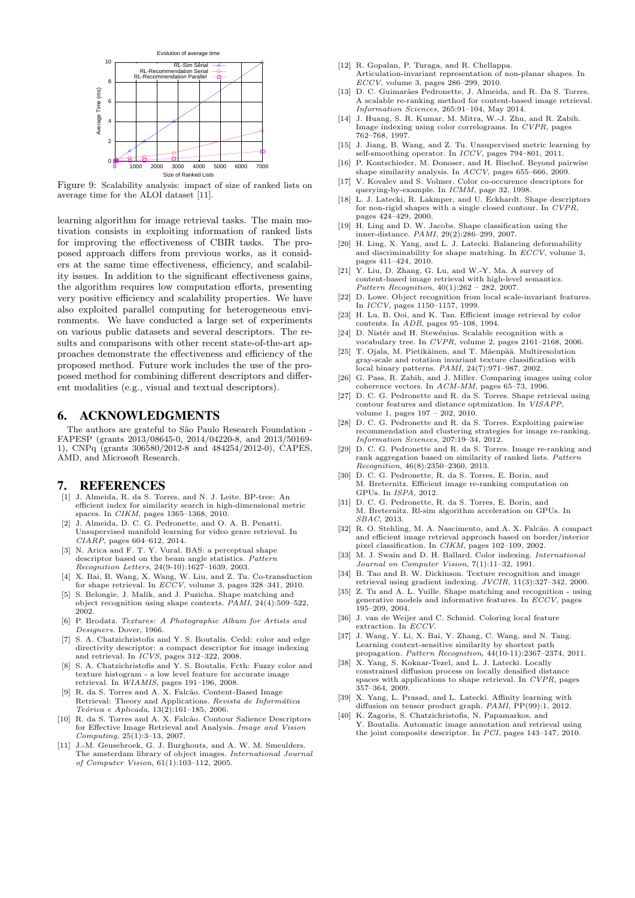Evolution of average time

RL-Sim Serial
RL-Recommendation Serial
RL-Recommendation Parallel

Average Time (ms)

10
8
6
4
2
0

0 1000 2000 3000 4000 5000 6000 7000

Size of Ranked Lists

Figure 9: Scalability analysis: impact of size of ranked lists on average time for the ALOI dataset [11].

learning algorithm for image retrieval tasks. The main motivation consists in exploiting information of ranked lists for improving the effectiveness of CBIR tasks. The proposed approach differs from previous works, as it considers at the same time effectiveness, efficiency, and scalability issues. In addition to the significant effectiveness gains, the algorithm requires low computation efforts, presenting very positive efficiency and scalability properties. We have also exploited parallel computing for heterogeneous environments. We have conducted a large set of experiments on various public datasets and several descriptors. The results and comparisons with other recent state-of-the-art approaches demonstrate the effectiveness and efficiency of the proposed method. Future work includes the use of the proposed method for combining different descriptors and different modalities (e.g., visual and textual descriptors).

## 6. ACKNOWLEDGMENTS

The authors are grateful to São Paulo Research Foundation - FAPESP (grants 2013/08645-0, 2014/04220-8, and 2013/50169-1), CNPq (grants 306580/2012-8 and 484254/2012-0), CAPES, AMD, and Microsoft Research.

## 7. REFERENCES

[1] J. Almeida, R. da S. Torres, and N. J. Leite. BP-tree: An efficient index for similarity search in high-dimensional metric spaces. In *CIKM*, pages 1365–1368, 2010.

[2] J. Almeida, D. C. G. Pedronette, and O. A. B. Penatti. Unsupervised manifold learning for video genre retrieval. In *CIARP*, pages 604–612, 2014.

[3] N. Arica and F. T. Y. Vural. BAS: a perceptual shape descriptor based on the beam angle statistics. *Pattern Recognition Letters*, 24(9-10):1627–1639, 2003.

[4] X. Bai, B. Wang, X. Wang, W. Liu, and Z. Tu. Co-transduction for shape retrieval. In *ECCV*, volume 3, pages 328–341, 2010.

[5] S. Belongie, J. Malik, and J. Puzicha. Shape matching and object recognition using shape contexts. *PAMI*, 24(4):509–522, 2002.

[6] P. Brodatz. *Textures: A Photographic Album for Artists and Designers*. Dover, 1966.

[7] S. A. Chatzichristofis and Y. S. Boutalis. Cedd: color and edge directivity descriptor: a compact descriptor for image indexing and retrieval. In *ICVS*, pages 312–322, 2008.

[8] S. A. Chatzichristofis and Y. S. Boutalis. Fcth: Fuzzy color and texture histogram - a low level feature for accurate image retrieval. In *WIAMIS*, pages 191–196, 2008.

[9] R. da S. Torres and A. X. Falcão. Content-Based Image Retrieval: Theory and Applications. *Revista de Informática Teórica e Aplicada*, 13(2):161–185, 2006.

[10] R. da S. Torres and A. X. Falcão. Contour Salience Descriptors for Effective Image Retrieval and Analysis. *Image and Vision Computing*, 25(1):3–13, 2007.

[11] J.-M. Geusebroek, G. J. Burghouts, and A. W. M. Smeulders. The amsterdam library of object images. *International Journal of Computer Vision*, 61(1):103–112, 2005.

[12] R. Gopalan, P. Turaga, and R. Chellappa. Articulation-invariant representation of non-planar shapes. In *ECCV*, volume 3, pages 286–299, 2010.

[13] D. C. Guimarães Pedronette, J. Almeida, and R. Da S. Torres. A scalable re-ranking method for content-based image retrieval. *Information Sciences*, 265:91–104, May 2014.

[14] J. Huang, S. R. Kumar, M. Mitra, W.-J. Zhu, and R. Zabih. Image indexing using color correlograms. In *CVPR*, pages 762–768, 1997.

[15] J. Jiang, B. Wang, and Z. Tu. Unsupervised metric learning by self-smoothing operator. In *ICCV*, pages 794–801, 2011.

[16] P. Kontschieder, M. Donoser, and H. Bischof. Beyond pairwise shape similarity analysis. In *ACCV*, pages 655–666, 2009.

[17] V. Kovalev and S. Volmer. Color co-occurence descriptors for querying-by-example. In *ICMM*, page 32, 1998.

[18] L. J. Latecki, R. Lakmper, and U. Eckhardt. Shape descriptors for non-rigid shapes with a single closed contour. In *CVPR*, pages 424–429, 2000.

[19] H. Ling and D. W. Jacobs. Shape classification using the inner-distance. *PAMI*, 29(2):286–299, 2007.

[20] H. Ling, X. Yang, and L. J. Latecki. Balancing deformability and discriminability for shape matching. In *ECCV*, volume 3, pages 411–424, 2010.

[21] Y. Liu, D. Zhang, G. Lu, and W.-Y. Ma. A survey of content-based image retrieval with high-level semantics. *Pattern Recognition*, 40(1):262 – 282, 2007.

[22] D. Lowe. Object recognition from local scale-invariant features. In *ICCV*, pages 1150–1157, 1999.

[23] H. Lu, B. Ooi, and K. Tan. Efficient image retrieval by color contents. In *ADB*, pages 95–108, 1994.

[24] D. Nistér and H. Stewénius. Scalable recognition with a vocabulary tree. In *CVPR*, volume 2, pages 2161–2168, 2006.

[25] T. Ojala, M. Pietikäinen, and T. Mäenpää. Multiresolution gray-scale and rotation invariant texture classification with local binary patterns. *PAMI*, 24(7):971–987, 2002.

[26] G. Pass, R. Zabih, and J. Miller. Comparing images using color coherence vectors. In *ACM-MM*, pages 65–73, 1996.

[27] D. C. G. Pedronette and R. da S. Torres. Shape retrieval using contour features and distance optmization. In *VISAPP*, volume 1, pages 197 – 202, 2010.

[28] D. C. G. Pedronette and R. da S. Torres. Exploiting pairwise recommendation and clustering strategies for image re-ranking. *Information Sciences*, 207:19–34, 2012.

[29] D. C. G. Pedronette and R. da S. Torres. Image re-ranking and rank aggregation based on similarity of ranked lists. *Pattern Recognition*, 46(8):2350–2360, 2013.

[30] D. C. G. Pedronette, R. da S. Torres, E. Borin, and M. Breternitz. Efficient image re-ranking computation on GPUs. In *ISPA*, 2012.

[31] D. C. G. Pedronette, R. da S. Torres, E. Borin, and M. Breternitz. Rl-sim algorithm acceleration on GPUs. In *SBAC*, 2013.

[32] R. O. Stehling, M. A. Nascimento, and A. X. Falcão. A compact and efficient image retrieval approach based on border/interior pixel classification. In *CIKM*, pages 102–109, 2002.

[33] M. J. Swain and D. H. Ballard. Color indexing. *International Journal on Computer Vision*, 7(1):11–32, 1991.

[34] B. Tao and B. W. Dickinson. Texture recognition and image retrieval using gradient indexing. *JVCIR*, 11(3):327–342, 2000.

[35] Z. Tu and A. L. Yuille. Shape matching and recognition - using generative models and informative features. In *ECCV*, pages 195–209, 2004.

[36] J. van de Weijer and C. Schmid. Coloring local feature extraction. In *ECCV*.

[37] J. Wang, Y. Li, X. Bai, Y. Zhang, C. Wang, and N. Tang. Learning context-sensitive similarity by shortest path propagation. *Pattern Recognition*, 44(10-11):2367–2374, 2011.

[38] X. Yang, S. Koknar-Tezel, and L. J. Latecki. Locally constrained diffusion process on locally densified distance spaces with applications to shape retrieval. In *CVPR*, pages 357–364, 2009.

[39] X. Yang, L. Prasad, and L. Latecki. Affinity learning with diffusion on tensor product graph. *PAMI*, PP(99):1, 2012.

[40] K. Zagoris, S. Chatzichristofis, N. Papamarkos, and Y. Boutalis. Automatic image annotation and retrieval using the joint composite descriptor. In *PCI*, pages 143–147, 2010.